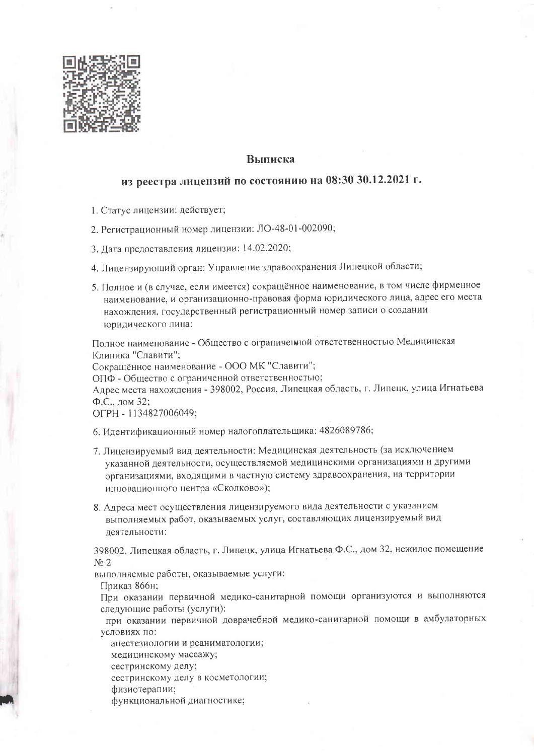## Выписка

## из реестра лицензий по состоянию на 08:30 30.12.2021 г.

1. Статус лицензии: действует;
2. Регистрационный номер лицензии: ЛО-48-01-002090;
3. Дата предоставления лицензии: 14.02.2020;
4. Лицензирующий орган: Управление здравоохранения Липецкой области;
5. Полное и (в случае, если имеется) сокращённое наименование, в том числе фирменное наименование, и организационно-правовая форма юридического лица, адрес его места нахождения, государственный регистрационный номер записи о создании юридического лица:

Полное наименование - Общество с ограниченной ответственностью Медицинская Клиника "Славити";
Сокращённое наименование - ООО МК "Славити";
ОПФ - Общество с ограниченной ответственностью;
Адрес места нахождения - 398002, Россия, Липецкая область, г. Липецк, улица Игнатьева Ф.С., дом 32;
ОГРН - 1134827006049;

6. Идентификационный номер налогоплательщика: 4826089786;
7. Лицензируемый вид деятельности: Медицинская деятельность (за исключением указанной деятельности, осуществляемой медицинскими организациями и другими организациями, входящими в частную систему здравоохранения, на территории инновационного центра «Сколково»);
8. Адреса мест осуществления лицензируемого вида деятельности с указанием выполняемых работ, оказываемых услуг, составляющих лицензируемый вид деятельности:

398002, Липецкая область, г. Липецк, улица Игнатьева Ф.С., дом 32, нежилое помещение № 2

выполняемые работы, оказываемые услуги:

Приказ 866н;

При оказании первичной медико-санитарной помощи организуются и выполняются следующие работы (услуги):

при оказании первичной доврачебной медико-санитарной помощи в амбулаторных условиях по:

анестезиологии и реаниматологии;
медицинскому массажу;
сестринскому делу;
сестринскому делу в косметологии;
физиотерапии;
функциональной диагностике;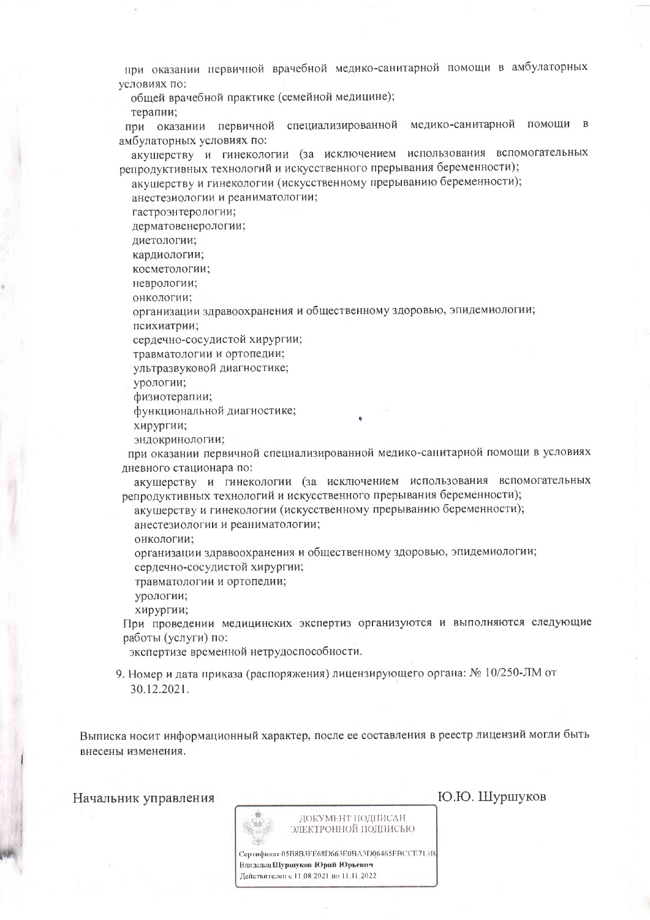при оказании первичной врачебной медико-санитарной помощи в амбулаторных условиях по:

общей врачебной практике (семейной медицине);

терапии;

при оказании первичной специализированной медико-санитарной помощи в амбулаторных условиях по:

акушерству и гинекологии (за исключением использования вспомогательных репродуктивных технологий и искусственного прерывания беременности);

акушерству и гинекологии (искусственному прерыванию беременности);

анестезиологии и реаниматологии;

гастроэнтерологии;

дерматовенерологии;

диетологии;

кардиологии;

косметологии;

неврологии;

онкологии;

организации здравоохранения и общественному здоровью, эпидемиологии;

психиатрии;

сердечно-сосудистой хирургии;

травматологии и ортопедии;

ультразвуковой диагностике;

урологии;

физиотерапии;

функциональной диагностике;

хирургии;

эндокринологии;

при оказании первичной специализированной медико-санитарной помощи в условиях дневного стационара по:

акушерству и гинекологии (за исключением использования вспомогательных репродуктивных технологий и искусственного прерывания беременности);

акушерству и гинекологии (искусственному прерыванию беременности);

анестезиологии и реаниматологии;

онкологии;

организации здравоохранения и общественному здоровью, эпидемиологии;

сердечно-сосудистой хирургии;

травматологии и ортопедии;

урологии;

хирургии;

При проведении медицинских экспертиз организуются и выполняются следующие работы (услуги) по:

экспертизе временной нетрудоспособности.

9. Номер и дата приказа (распоряжения) лицензирующего органа: № 10/250-ЛМ от 30.12.2021.

Выписка носит информационный характер, после ее составления в реестр лицензий могли быть внесены изменения.

Начальник управления Ю.Ю. Шуршуков

ДОКУМЕНТ ПОДПИСАН ЭЛЕКТРОННОЙ ПОДПИСЬЮ

Сертификат 05B8B3FE68D663E0BA3D06465EBCCE713B

Владелец Шуршуков Юрий Юрьевич

Действителен с 11.08.2021 по 11.11.2022